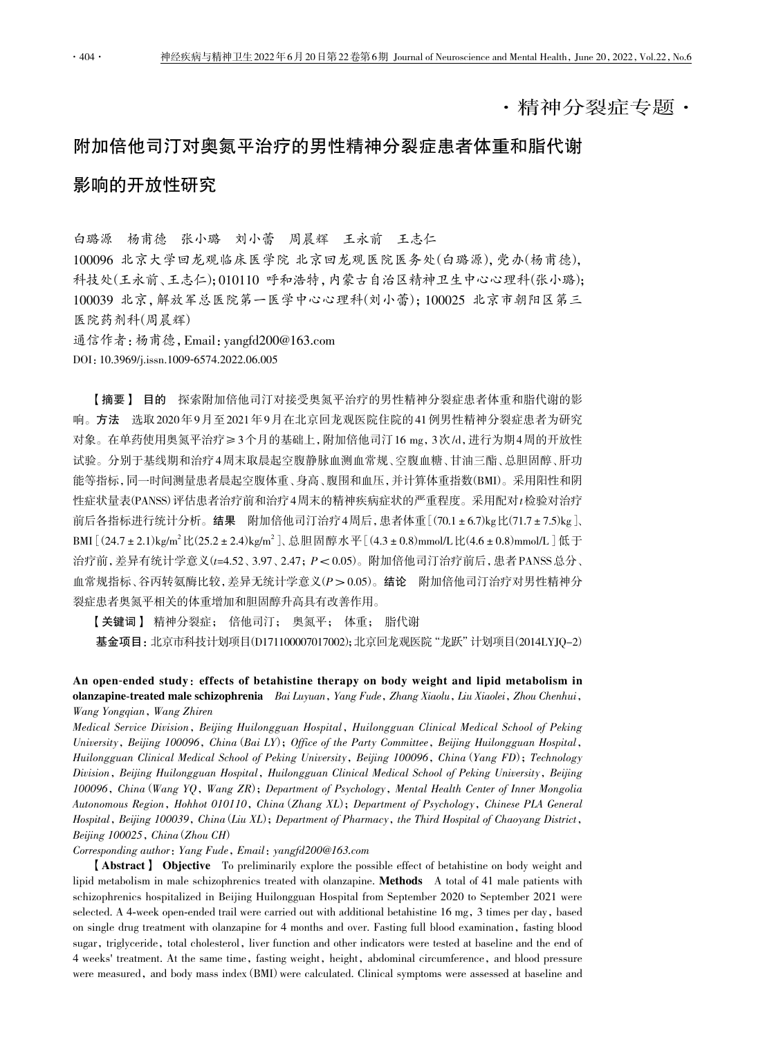· 精神分裂症专题 ·

# 附加倍他司汀对奥氮平治疗的男性精神分裂症患者体重和脂代谢影响的开放性研究

白璐源　杨甫德　张小璐　刘小蕾　周晨辉　王永前　王志仁

100096 北京大学回龙观临床医学院 北京回龙观医院医务处(白璐源),党办(杨甫德),科技处(王永前、王志仁);010110 呼和浩特,内蒙古自治区精神卫生中心心理科(张小璐);100039 北京,解放军总医院第一医学中心心理科(刘小蕾);100025 北京市朝阳区第三医院药剂科(周晨辉)

通信作者:杨甫德,Email:yangfd200@163.com

DOI:10.3969/j.issn.1009-6574.2022.06.005

【摘要】 **目的** 探索附加倍他司汀对接受奥氮平治疗的男性精神分裂症患者体重和脂代谢的影响。**方法** 选取2020年9月至2021年9月在北京回龙观医院住院的41例男性精神分裂症患者为研究对象。在单药使用奥氮平治疗≥3个月的基础上,附加倍他司汀16 mg,3次/d,进行为期4周的开放性试验。分别于基线期和治疗4周末取晨起空腹静脉血测血常规、空腹血糖、甘油三酯、总胆固醇、肝功能等指标,同一时间测量患者晨起空腹体重、身高、腹围和血压,并计算体重指数(BMI)。采用阳性和阴性症状量表(PANSS)评估患者治疗前和治疗4周末的精神疾病症状的严重程度。采用配对$t$检验对治疗前后各指标进行统计分析。**结果** 附加倍他司汀治疗4周后,患者体重[(70.1 ± 6.7)kg比(71.7 ± 7.5)kg]、BMI[(24.7 ± 2.1)kg/m$^2$比(25.2 ± 2.4)kg/m$^2$]、总胆固醇水平[(4.3 ± 0.8)mmol/L比(4.6 ± 0.8)mmol/L]低于治疗前,差异有统计学意义($t$=4.52、3.97、2.47;$P$ < 0.05)。附加倍他司汀治疗前后,患者PANSS总分、血常规指标、谷丙转氨酶比较,差异无统计学意义($P$ > 0.05)。**结论** 附加倍他司汀治疗对男性精神分裂症患者奥氮平相关的体重增加和胆固醇升高具有改善作用。

【关键词】 精神分裂症; 倍他司汀; 奥氮平; 体重; 脂代谢

**基金项目:**北京市科技计划项目(D171100007017002);北京回龙观医院"龙跃"计划项目(2014LYJQ-2)

**An open-ended study: effects of betahistine therapy on body weight and lipid metabolism in olanzapine-treated male schizophrenia** *Bai Luyuan, Yang Fude, Zhang Xiaolu, Liu Xiaolei, Zhou Chenhui, Wang Yongqian, Wang Zhiren*

*Medical Service Division, Beijing Huilongguan Hospital, Huilongguan Clinical Medical School of Peking University, Beijing 100096, China (Bai LY); Office of the Party Committee, Beijing Huilongguan Hospital, Huilongguan Clinical Medical School of Peking University, Beijing 100096, China (Yang FD); Technology Division, Beijing Huilongguan Hospital, Huilongguan Clinical Medical School of Peking University, Beijing 100096, China (Wang YQ, Wang ZR); Department of Psychology, Mental Health Center of Inner Mongolia Autonomous Region, Hohhot 010110, China (Zhang XL); Department of Psychology, Chinese PLA General Hospital, Beijing 100039, China (Liu XL); Department of Pharmacy, the Third Hospital of Chaoyang District, Beijing 100025, China (Zhou CH)*

*Corresponding author: Yang Fude, Email: yangfd200@163.com*

【**Abstract**】 **Objective** To preliminarily explore the possible effect of betahistine on body weight and lipid metabolism in male schizophrenics treated with olanzapine. **Methods** A total of 41 male patients with schizophrenics hospitalized in Beijing Huilongguan Hospital from September 2020 to September 2021 were selected. A 4-week open-ended trail were carried out with additional betahistine 16 mg, 3 times per day, based on single drug treatment with olanzapine for 4 months and over. Fasting full blood examination, fasting blood sugar, triglyceride, total cholesterol, liver function and other indicators were tested at baseline and the end of 4 weeks' treatment. At the same time, fasting weight, height, abdominal circumference, and blood pressure were measured, and body mass index (BMI) were calculated. Clinical symptoms were assessed at baseline and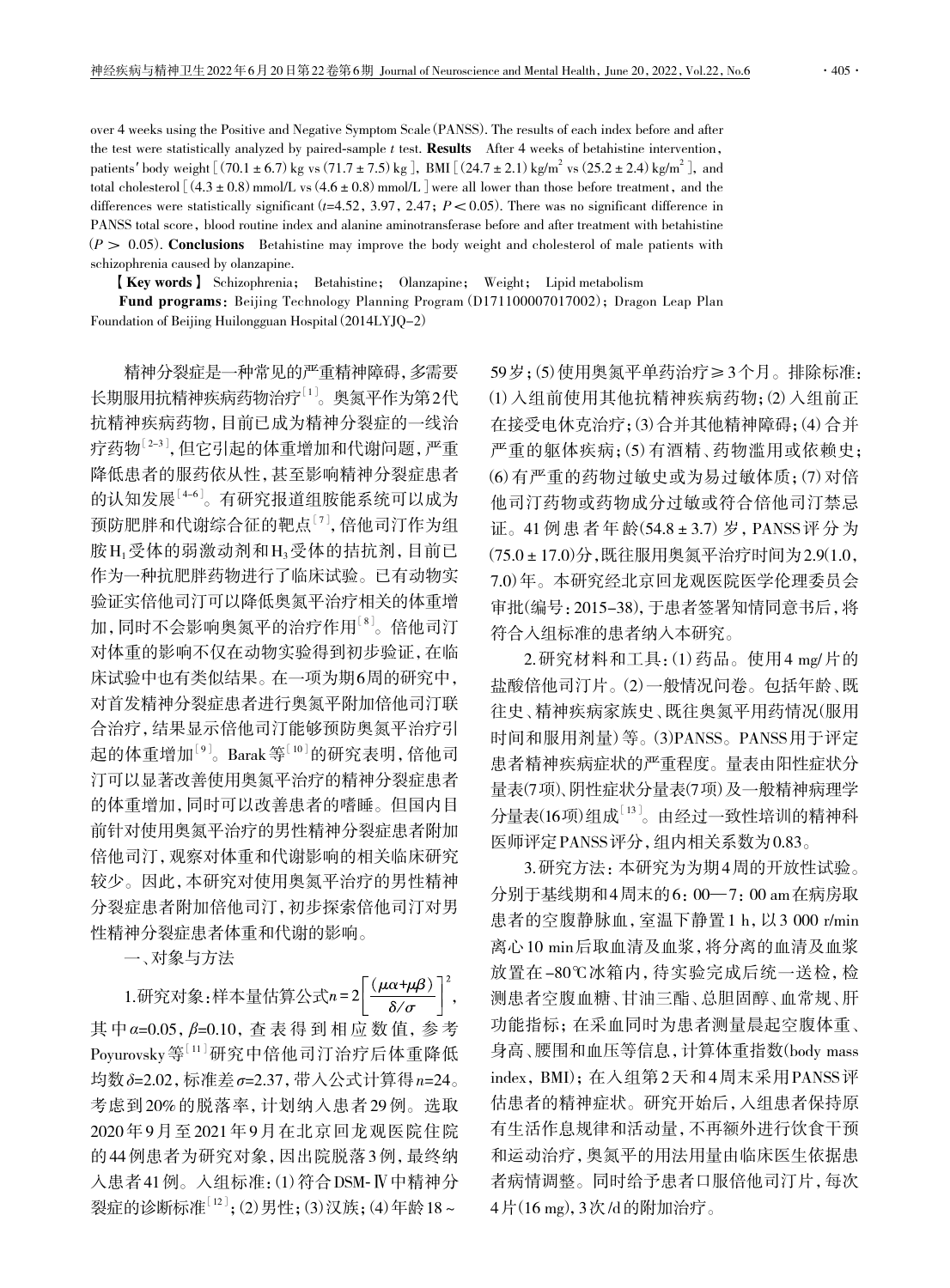over 4 weeks using the Positive and Negative Symptom Scale (PANSS). The results of each index before and after the test were statistically analyzed by paired-sample $t$ test. **Results** After 4 weeks of betahistine intervention, patients' body weight [(70.1 ± 6.7) kg vs (71.7 ± 7.5) kg], BMI [(24.7 ± 2.1) kg/m$^2$ vs (25.2 ± 2.4) kg/m$^2$], and total cholesterol [(4.3 ± 0.8) mmol/L vs (4.6 ± 0.8) mmol/L] were all lower than those before treatment, and the differences were statistically significant ($t$=4.52, 3.97, 2.47; $P < 0.05$). There was no significant difference in PANSS total score, blood routine index and alanine aminotransferase before and after treatment with betahistine ($P > 0.05$). **Conclusions** Betahistine may improve the body weight and cholesterol of male patients with schizophrenia caused by olanzapine.

**【Key words】** Schizophrenia; Betahistine; Olanzapine; Weight; Lipid metabolism

**Fund programs**: Beijing Technology Planning Program (D171100007017002); Dragon Leap Plan Foundation of Beijing Huilongguan Hospital (2014LYJQ-2)

精神分裂症是一种常见的严重精神障碍，多需要长期服用抗精神疾病药物治疗[1]。奥氮平作为第2代抗精神疾病药物，目前已成为精神分裂症的一线治疗药物[2-3]，但它引起的体重增加和代谢问题，严重降低患者的服药依从性，甚至影响精神分裂症患者的认知发展[4-6]。有研究报道组胺能系统可以成为预防肥胖和代谢综合征的靶点[7]，倍他司汀作为组胺$H_1$受体的弱激动剂和$H_3$受体的拮抗剂，目前已作为一种抗肥胖药物进行了临床试验。已有动物实验证实倍他司汀可以降低奥氮平治疗相关的体重增加，同时不会影响奥氮平的治疗作用[8]。倍他司汀对体重的影响不仅在动物实验得到初步验证，在临床试验中也有类似结果。在一项为期6周的研究中，对首发精神分裂症患者进行奥氮平附加倍他司汀联合治疗，结果显示倍他司汀能够预防奥氮平治疗引起的体重增加[9]。Barak等[10]的研究表明，倍他司汀可以显著改善使用奥氮平治疗的精神分裂症患者的体重增加，同时可以改善患者的嗜睡。但国内目前针对使用奥氮平治疗的男性精神分裂症患者附加倍他司汀，观察对体重和代谢影响的相关临床研究较少。因此，本研究对使用奥氮平治疗的男性精神分裂症患者附加倍他司汀，初步探索倍他司汀对男性精神分裂症患者体重和代谢的影响。

## 一、对象与方法

1.研究对象：样本量估算公式$n=2\left[\dfrac{(\mu\alpha+\mu\beta)}{\delta/\sigma}\right]^2$，其中$\alpha$=0.05，$\beta$=0.10，查表得到相应数值，参考Poyurovsky等[11]研究中倍他司汀治疗后体重降低均数$\delta$=2.02，标准差$\sigma$=2.37，带入公式计算得$n$=24。考虑到20%的脱落率，计划纳入患者29例。选取2020年9月至2021年9月在北京回龙观医院住院的44例患者为研究对象，因出院脱落3例，最终纳入患者41例。入组标准：(1)符合DSM-Ⅳ中精神分裂症的诊断标准[12]；(2)男性；(3)汉族；(4)年龄18～59岁；(5)使用奥氮平单药治疗≥3个月。排除标准：(1)入组前使用其他抗精神疾病药物；(2)入组前正在接受电休克治疗；(3)合并其他精神障碍；(4)合并严重的躯体疾病；(5)有酒精、药物滥用或依赖史；(6)有严重的药物过敏史或为易过敏体质；(7)对倍他司汀药物或药物成分过敏或符合倍他司汀禁忌证。41例患者年龄(54.8 ± 3.7)岁，PANSS评分为(75.0 ± 17.0)分，既往服用奥氮平治疗时间为2.9(1.0，7.0)年。本研究经北京回龙观医院医学伦理委员会审批(编号：2015-38)，于患者签署知情同意书后，将符合入组标准的患者纳入本研究。

2.研究材料和工具：(1)药品。使用4 mg/片的盐酸倍他司汀片。(2)一般情况问卷。包括年龄、既往史、精神疾病家族史、既往奥氮平用药情况(服用时间和服用剂量)等。(3)PANSS。PANSS用于评定患者精神疾病症状的严重程度。量表由阳性症状分量表(7项)、阴性症状分量表(7项)及一般精神病理学分量表(16项)组成[13]。由经过一致性培训的精神科医师评定PANSS评分，组内相关系数为0.83。

3.研究方法：本研究为为期4周的开放性试验。分别于基线期和4周末的6：00—7：00 am在病房取患者的空腹静脉血，室温下静置1 h，以3 000 r/min离心10 min后取血清及血浆，将分离的血清及血浆放置在-80℃冰箱内，待实验完成后统一送检，检测患者空腹血糖、甘油三酯、总胆固醇、血常规、肝功能指标；在采血同时为患者测量晨起空腹体重、身高、腰围和血压等信息，计算体重指数(body mass index，BMI)；在入组第2天和4周末采用PANSS评估患者的精神症状。研究开始后，入组患者保持原有生活作息规律和活动量，不再额外进行饮食干预和运动治疗，奥氮平的用法用量由临床医生依据患者病情调整。同时给予患者口服倍他司汀片，每次4片(16 mg)，3次/d的附加治疗。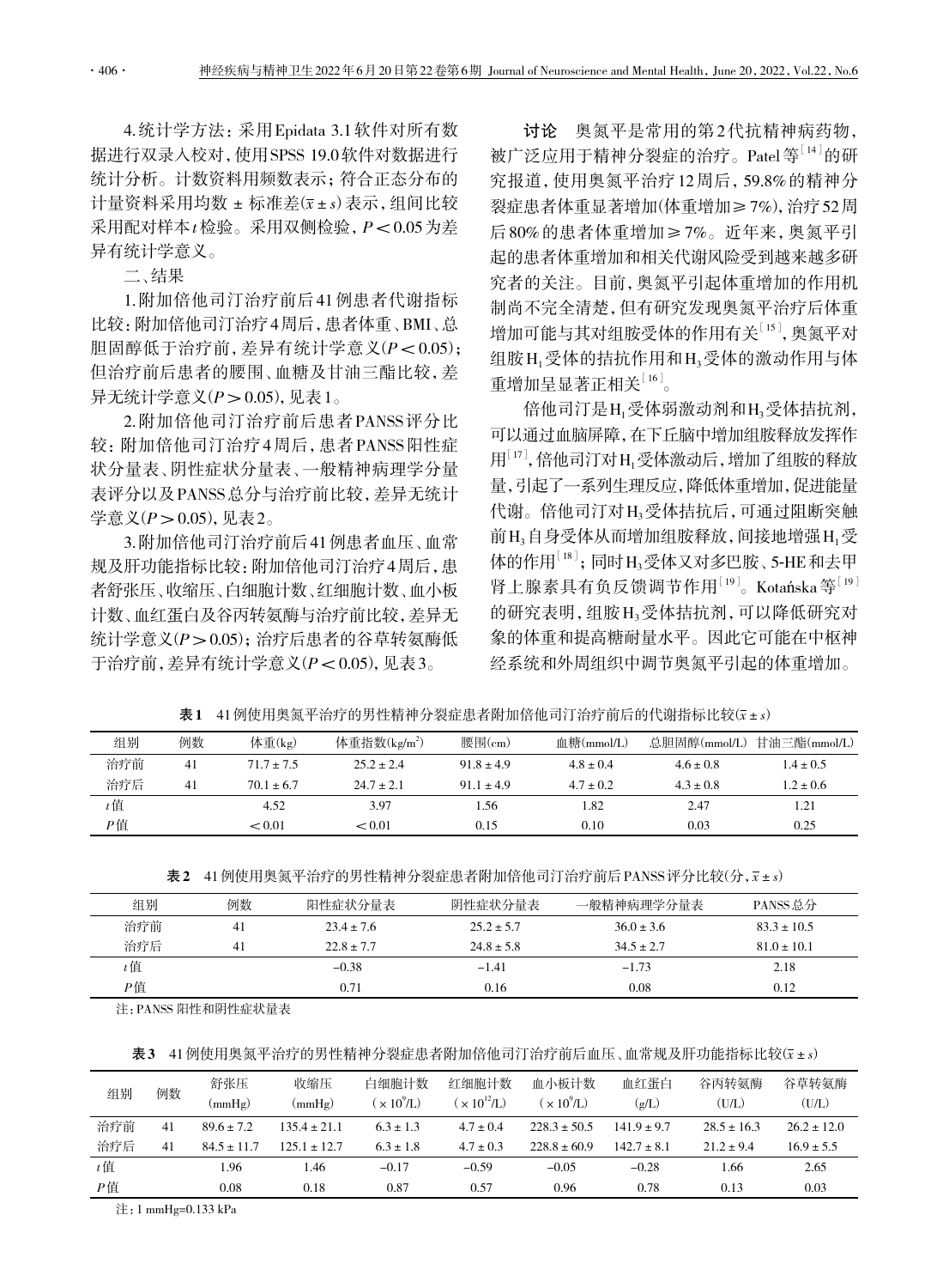4.统计学方法：采用Epidata 3.1软件对所有数据进行双录入校对，使用SPSS 19.0软件对数据进行统计分析。计数资料用频数表示；符合正态分布的计量资料采用均数 ± 标准差($\bar{x} \pm s$)表示，组间比较采用配对样本$t$检验。采用双侧检验，$P < 0.05$为差异有统计学意义。

## 二、结果

1.附加倍他司汀治疗前后41例患者代谢指标比较：附加倍他司汀治疗4周后，患者体重、BMI、总胆固醇低于治疗前，差异有统计学意义($P < 0.05$)；但治疗前后患者的腰围、血糖及甘油三酯比较，差异无统计学意义($P > 0.05$)，见表1。

2.附加倍他司汀治疗前后患者PANSS评分比较：附加倍他司汀治疗4周后，患者PANSS阳性症状分量表、阴性症状分量表、一般精神病理学分量表评分以及PANSS总分与治疗前比较，差异无统计学意义($P > 0.05$)，见表2。

3.附加倍他司汀治疗前后41例患者血压、血常规及肝功能指标比较：附加倍他司汀治疗4周后，患者舒张压、收缩压、白细胞计数、红细胞计数、血小板计数、血红蛋白及谷丙转氨酶与治疗前比较，差异无统计学意义($P > 0.05$)；治疗后患者的谷草转氨酶低于治疗前，差异有统计学意义($P < 0.05$)，见表3。

**讨论** 奥氮平是常用的第2代抗精神病药物，被广泛应用于精神分裂症的治疗。Patel等[14]的研究报道，使用奥氮平治疗12周后，59.8%的精神分裂症患者体重显著增加(体重增加≥7%)，治疗52周后80%的患者体重增加≥7%。近年来，奥氮平引起的患者体重增加和相关代谢风险受到越来越多研究者的关注。目前，奥氮平引起体重增加的作用机制尚不完全清楚，但有研究发现奥氮平治疗后体重增加可能与其对组胺受体的作用有关[15]，奥氮平对组胺$H_1$受体的拮抗作用和$H_3$受体的激动作用与体重增加呈显著正相关[16]。

倍他司汀是$H_1$受体弱激动剂和$H_3$受体拮抗剂，可以通过血脑屏障，在下丘脑中增加组胺释放发挥作用[17]，倍他司汀对$H_1$受体激动后，增加了组胺的释放量，引起了一系列生理反应，降低体重增加，促进能量代谢。倍他司汀对$H_3$受体拮抗后，可通过阻断突触前$H_3$自身受体从而增加组胺释放，间接地增强$H_1$受体的作用[18]；同时$H_3$受体又对多巴胺、5-HE和去甲肾上腺素具有负反馈调节作用[19]。Kotańska等[19]的研究表明，组胺$H_3$受体拮抗剂，可以降低研究对象的体重和提高糖耐量水平。因此它可能在中枢神经系统和外周组织中调节奥氮平引起的体重增加。

**表1** 41例使用奥氮平治疗的男性精神分裂症患者附加倍他司汀治疗前后的代谢指标比较($\bar{x} \pm s$)

| 组别 | 例数 | 体重(kg) | 体重指数(kg/m²) | 腰围(cm) | 血糖(mmol/L) | 总胆固醇(mmol/L) | 甘油三酯(mmol/L) |
|---|---|---|---|---|---|---|---|
| 治疗前 | 41 | 71.7 ± 7.5 | 25.2 ± 2.4 | 91.8 ± 4.9 | 4.8 ± 0.4 | 4.6 ± 0.8 | 1.4 ± 0.5 |
| 治疗后 | 41 | 70.1 ± 6.7 | 24.7 ± 2.1 | 91.1 ± 4.9 | 4.7 ± 0.2 | 4.3 ± 0.8 | 1.2 ± 0.6 |
| $t$值 | | 4.52 | 3.97 | 1.56 | 1.82 | 2.47 | 1.21 |
| $P$值 | | < 0.01 | < 0.01 | 0.15 | 0.10 | 0.03 | 0.25 |

**表2** 41例使用奥氮平治疗的男性精神分裂症患者附加倍他司汀治疗前后PANSS评分比较(分，$\bar{x} \pm s$)

| 组别 | 例数 | 阳性症状分量表 | 阴性症状分量表 | 一般精神病理学分量表 | PANSS总分 |
|---|---|---|---|---|---|
| 治疗前 | 41 | 23.4 ± 7.6 | 25.2 ± 5.7 | 36.0 ± 3.6 | 83.3 ± 10.5 |
| 治疗后 | 41 | 22.8 ± 7.7 | 24.8 ± 5.8 | 34.5 ± 2.7 | 81.0 ± 10.1 |
| $t$值 | | –0.38 | –1.41 | –1.73 | 2.18 |
| $P$值 | | 0.71 | 0.16 | 0.08 | 0.12 |

注：PANSS 阳性和阴性症状量表

**表3** 41例使用奥氮平治疗的男性精神分裂症患者附加倍他司汀治疗前后血压、血常规及肝功能指标比较($\bar{x} \pm s$)

| 组别 | 例数 | 舒张压(mmHg) | 收缩压(mmHg) | 白细胞计数($\times 10^9$/L) | 红细胞计数($\times 10^{12}$/L) | 血小板计数($\times 10^9$/L) | 血红蛋白(g/L) | 谷丙转氨酶(U/L) | 谷草转氨酶(U/L) |
|---|---|---|---|---|---|---|---|---|---|
| 治疗前 | 41 | 89.6 ± 7.2 | 135.4 ± 21.1 | 6.3 ± 1.3 | 4.7 ± 0.4 | 228.3 ± 50.5 | 141.9 ± 9.7 | 28.5 ± 16.3 | 26.2 ± 12.0 |
| 治疗后 | 41 | 84.5 ± 11.7 | 125.1 ± 12.7 | 6.3 ± 1.8 | 4.7 ± 0.3 | 228.8 ± 60.9 | 142.7 ± 8.1 | 21.2 ± 9.4 | 16.9 ± 5.5 |
| $t$值 | | 1.96 | 1.46 | –0.17 | –0.59 | –0.05 | –0.28 | 1.66 | 2.65 |
| $P$值 | | 0.08 | 0.18 | 0.87 | 0.57 | 0.96 | 0.78 | 0.13 | 0.03 |

注：1 mmHg=0.133 kPa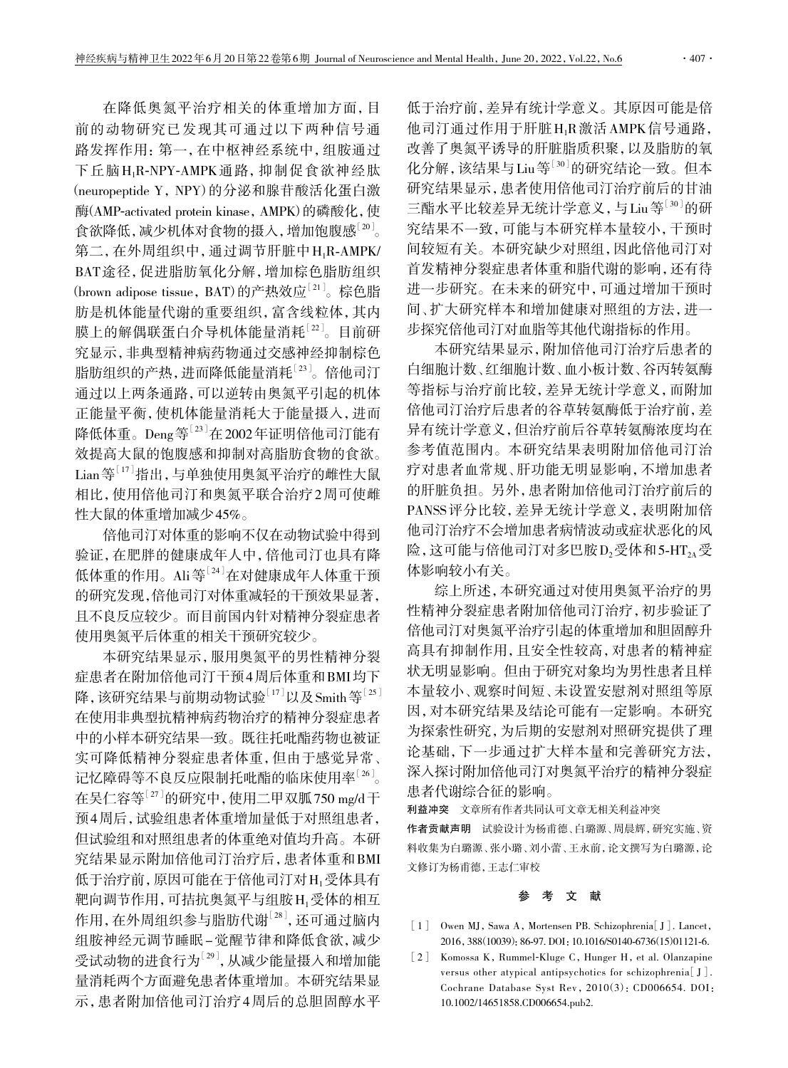在降低奥氮平治疗相关的体重增加方面，目前的动物研究已发现其可通过以下两种信号通路发挥作用：第一，在中枢神经系统中，组胺通过下丘脑$H_1$R-NPY-AMPK通路，抑制促食欲神经肽(neuropeptide Y，NPY)的分泌和腺苷酸活化蛋白激酶(AMP-activated protein kinase，AMPK)的磷酸化，使食欲降低，减少机体对食物的摄入，增加饱腹感[20]。第二，在外周组织中，通过调节肝脏中$H_1$R-AMPK/BAT途径，促进脂肪氧化分解，增加棕色脂肪组织(brown adipose tissue，BAT)的产热效应[21]。棕色脂肪是机体能量代谢的重要组织，富含线粒体，其内膜上的解偶联蛋白介导机体能量消耗[22]。目前研究显示，非典型精神病药物通过交感神经抑制棕色脂肪组织的产热，进而降低能量消耗[23]。倍他司汀通过以上两条通路，可以逆转由奥氮平引起的机体正能量平衡，使机体能量消耗大于能量摄入，进而降低体重。Deng等[23]在2002年证明倍他司汀能有效提高大鼠的饱腹感和抑制对高脂肪食物的食欲。Lian等[17]指出，与单独使用奥氮平治疗的雌性大鼠相比，使用倍他司汀和奥氮平联合治疗2周可使雌性大鼠的体重增加减少45%。

倍他司汀对体重的影响不仅在动物试验中得到验证，在肥胖的健康成年人中，倍他司汀也具有降低体重的作用。Ali等[24]在对健康成年人体重干预的研究发现，倍他司汀对体重减轻的干预效果显著，且不良反应较少。而目前国内针对精神分裂症患者使用奥氮平后体重的相关干预研究较少。

本研究结果显示，服用奥氮平的男性精神分裂症患者在附加倍他司汀干预4周后体重和BMI均下降，该研究结果与前期动物试验[17]以及Smith等[25]在使用非典型抗精神病药物治疗的精神分裂症患者中的小样本研究结果一致。既往托吡酯药物也被证实可降低精神分裂症患者体重，但由于感觉异常、记忆障碍等不良反应限制托吡酯的临床使用率[26]。在吴仁容等[27]的研究中，使用二甲双胍750 mg/d干预4周后，试验组患者体重增加量低于对照组患者，但试验组和对照组患者的体重绝对值均升高。本研究结果显示附加倍他司汀治疗后，患者体重和BMI低于治疗前，原因可能在于倍他司汀对$H_1$受体具有靶向调节作用，可拮抗奥氮平与组胺$H_1$受体的相互作用，在外周组织参与脂肪代谢[28]，还可通过脑内组胺神经元调节睡眠-觉醒节律和降低食欲，减少受试动物的进食行为[29]，从减少能量摄入和增加能量消耗两个方面避免患者体重增加。本研究结果显示，患者附加倍他司汀治疗4周后的总胆固醇水平低于治疗前，差异有统计学意义。其原因可能是倍他司汀通过作用于肝脏$H_1$R激活AMPK信号通路，改善了奥氮平诱导的肝脏脂质积聚，以及脂肪的氧化分解，该结果与Liu等[30]的研究结论一致。但本研究结果显示，患者使用倍他司汀治疗前后的甘油三酯水平比较差异无统计学意义，与Liu等[30]的研究结果不一致，可能与本研究样本量较小，干预时间较短有关。本研究缺少对照组，因此倍他司汀对首发精神分裂症患者体重和脂代谢的影响，还有待进一步研究。在未来的研究中，可通过增加干预时间、扩大研究样本和增加健康对照组的方法，进一步探究倍他司汀对血脂等其他代谢指标的作用。

本研究结果显示，附加倍他司汀治疗后患者的白细胞计数、红细胞计数、血小板计数、谷丙转氨酶等指标与治疗前比较，差异无统计学意义，而附加倍他司汀治疗后患者的谷草转氨酶低于治疗前，差异有统计学意义，但治疗前后谷草转氨酶浓度均在参考值范围内。本研究结果表明附加倍他司汀治疗对患者血常规、肝功能无明显影响，不增加患者的肝脏负担。另外，患者附加倍他司汀治疗前后的PANSS评分比较，差异无统计学意义，表明附加倍他司汀治疗不会增加患者病情波动或症状恶化的风险，这可能与倍他司汀对多巴胺$D_2$受体和5-$HT_{2A}$受体影响较小有关。

综上所述，本研究通过对使用奥氮平治疗的男性精神分裂症患者附加倍他司汀治疗，初步验证了倍他司汀对奥氮平治疗引起的体重增加和胆固醇升高具有抑制作用，且安全性较高，对患者的精神症状无明显影响。但由于研究对象均为男性患者且样本量较小、观察时间短、未设置安慰剂对照组等原因，对本研究结果及结论可能有一定影响。本研究为探索性研究，为后期的安慰剂对照研究提供了理论基础，下一步通过扩大样本量和完善研究方法，深入探讨附加倍他司汀对奥氮平治疗的精神分裂症患者代谢综合征的影响。

**利益冲突** 文章所有作者共同认可文章无相关利益冲突

**作者贡献声明** 试验设计为杨甫德、白璐源、周晨辉，研究实施、资料收集为白璐源、张小璐、刘小蕾、王永前，论文撰写为白璐源，论文修订为杨甫德，王志仁审校

## 参 考 文 献

[1] Owen MJ, Sawa A, Mortensen PB. Schizophrenia[J]. Lancet, 2016, 388(10039): 86-97. DOI: 10.1016/S0140-6736(15)01121-6.

[2] Komossa K, Rummel-Kluge C, Hunger H, et al. Olanzapine versus other atypical antipsychotics for schizophrenia[J]. Cochrane Database Syst Rev, 2010(3): CD006654. DOI: 10.1002/14651858.CD006654.pub2.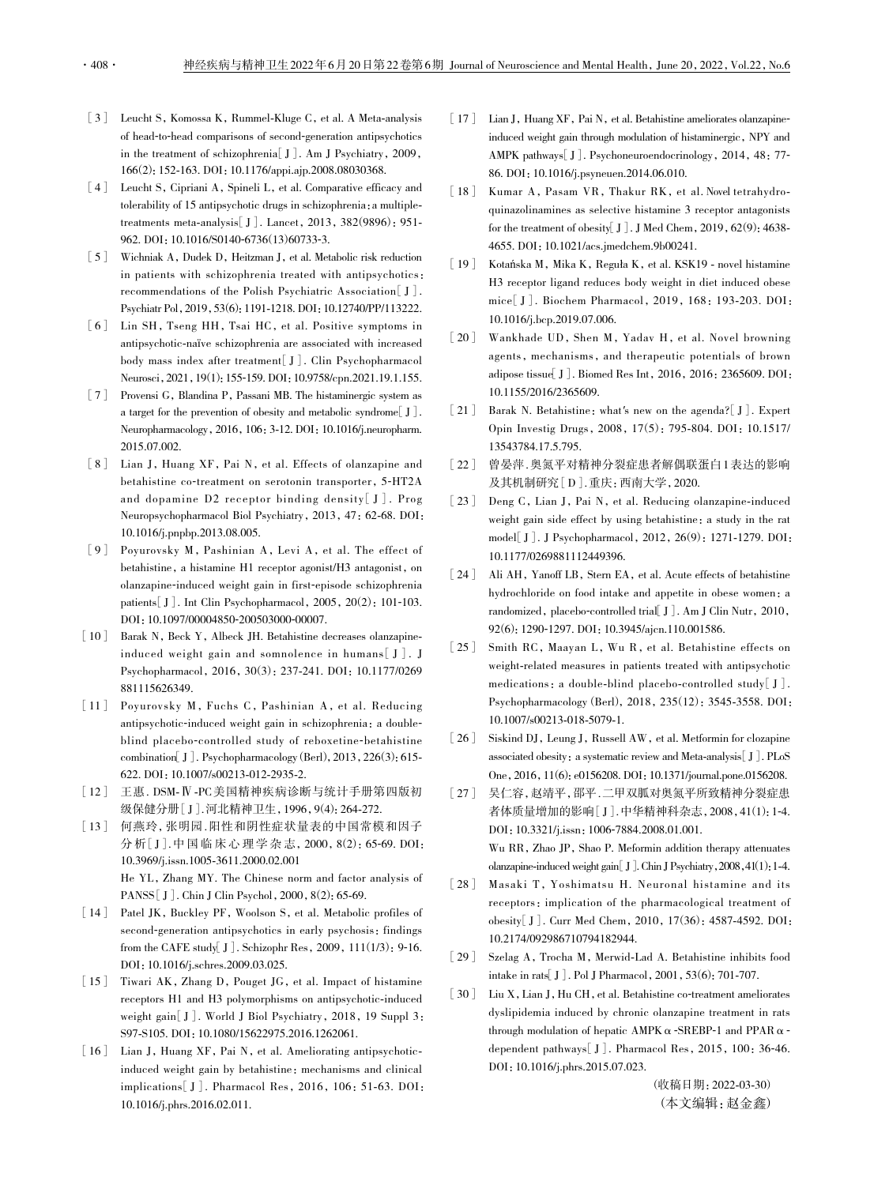[3] Leucht S, Komossa K, Rummel-Kluge C, et al. A Meta-analysis of head-to-head comparisons of second-generation antipsychotics in the treatment of schizophrenia[J]. Am J Psychiatry, 2009, 166(2): 152-163. DOI: 10.1176/appi.ajp.2008.08030368.

[4] Leucht S, Cipriani A, Spineli L, et al. Comparative efficacy and tolerability of 15 antipsychotic drugs in schizophrenia: a multiple-treatments meta-analysis[J]. Lancet, 2013, 382(9896): 951-962. DOI: 10.1016/S0140-6736(13)60733-3.

[5] Wichniak A, Dudek D, Heitzman J, et al. Metabolic risk reduction in patients with schizophrenia treated with antipsychotics: recommendations of the Polish Psychiatric Association[J]. Psychiatr Pol, 2019, 53(6): 1191-1218. DOI: 10.12740/PP/113222.

[6] Lin SH, Tseng HH, Tsai HC, et al. Positive symptoms in antipsychotic-naïve schizophrenia are associated with increased body mass index after treatment[J]. Clin Psychopharmacol Neurosci, 2021, 19(1): 155-159. DOI: 10.9758/cpn.2021.19.1.155.

[7] Provensi G, Blandina P, Passani MB. The histaminergic system as a target for the prevention of obesity and metabolic syndrome[J]. Neuropharmacology, 2016, 106: 3-12. DOI: 10.1016/j.neuropharm.2015.07.002.

[8] Lian J, Huang XF, Pai N, et al. Effects of olanzapine and betahistine co-treatment on serotonin transporter, 5-HT2A and dopamine D2 receptor binding density[J]. Prog Neuropsychopharmacol Biol Psychiatry, 2013, 47: 62-68. DOI: 10.1016/j.pnpbp.2013.08.005.

[9] Poyurovsky M, Pashinian A, Levi A, et al. The effect of betahistine, a histamine H1 receptor agonist/H3 antagonist, on olanzapine-induced weight gain in first-episode schizophrenia patients[J]. Int Clin Psychopharmacol, 2005, 20(2): 101-103. DOI: 10.1097/00004850-200503000-00007.

[10] Barak N, Beck Y, Albeck JH. Betahistine decreases olanzapine-induced weight gain and somnolence in humans[J]. J Psychopharmacol, 2016, 30(3): 237-241. DOI: 10.1177/0269881115626349.

[11] Poyurovsky M, Fuchs C, Pashinian A, et al. Reducing antipsychotic-induced weight gain in schizophrenia: a double-blind placebo-controlled study of reboxetine-betahistine combination[J]. Psychopharmacology (Berl), 2013, 226(3): 615-622. DOI: 10.1007/s00213-012-2935-2.

[12] 王惠. DSM-Ⅳ-PC美国精神疾病诊断与统计手册第四版初级保健分册[J].河北精神卫生, 1996, 9(4): 264-272.

[13] 何燕玲, 张明园. 阳性和阴性症状量表的中国常模和因子分析[J]. 中国临床心理学杂志, 2000, 8(2): 65-69. DOI: 10.3969/j.issn.1005-3611.2000.02.001

He YL, Zhang MY. The Chinese norm and factor analysis of PANSS[J]. Chin J Clin Psychol, 2000, 8(2): 65-69.

[14] Patel JK, Buckley PF, Woolson S, et al. Metabolic profiles of second-generation antipsychotics in early psychosis: findings from the CAFE study[J]. Schizophr Res, 2009, 111(1/3): 9-16. DOI: 10.1016/j.schres.2009.03.025.

[15] Tiwari AK, Zhang D, Pouget JG, et al. Impact of histamine receptors H1 and H3 polymorphisms on antipsychotic-induced weight gain[J]. World J Biol Psychiatry, 2018, 19 Suppl 3: S97-S105. DOI: 10.1080/15622975.2016.1262061.

[16] Lian J, Huang XF, Pai N, et al. Ameliorating antipsychotic-induced weight gain by betahistine: mechanisms and clinical implications[J]. Pharmacol Res, 2016, 106: 51-63. DOI: 10.1016/j.phrs.2016.02.011.

[17] Lian J, Huang XF, Pai N, et al. Betahistine ameliorates olanzapine-induced weight gain through modulation of histaminergic, NPY and AMPK pathways[J]. Psychoneuroendocrinology, 2014, 48: 77-86. DOI: 10.1016/j.psyneuen.2014.06.010.

[18] Kumar A, Pasam VR, Thakur RK, et al. Novel tetrahydroquinazolinamines as selective histamine 3 receptor antagonists for the treatment of obesity[J]. J Med Chem, 2019, 62(9): 4638-4655. DOI: 10.1021/acs.jmedchem.9b00241.

[19] Kotańska M, Mika K, Reguła K, et al. KSK19 - novel histamine H3 receptor ligand reduces body weight in diet induced obese mice[J]. Biochem Pharmacol, 2019, 168: 193-203. DOI: 10.1016/j.bcp.2019.07.006.

[20] Wankhade UD, Shen M, Yadav H, et al. Novel browning agents, mechanisms, and therapeutic potentials of brown adipose tissue[J]. Biomed Res Int, 2016, 2016: 2365609. DOI: 10.1155/2016/2365609.

[21] Barak N. Betahistine: what's new on the agenda?[J]. Expert Opin Investig Drugs, 2008, 17(5): 795-804. DOI: 10.1517/13543784.17.5.795.

[22] 曾晏萍. 奥氮平对精神分裂症患者解偶联蛋白1表达的影响及其机制研究[D]. 重庆: 西南大学, 2020.

[23] Deng C, Lian J, Pai N, et al. Reducing olanzapine-induced weight gain side effect by using betahistine: a study in the rat model[J]. J Psychopharmacol, 2012, 26(9): 1271-1279. DOI: 10.1177/0269881112449396.

[24] Ali AH, Yanoff LB, Stern EA, et al. Acute effects of betahistine hydrochloride on food intake and appetite in obese women: a randomized, placebo-controlled trial[J]. Am J Clin Nutr, 2010, 92(6): 1290-1297. DOI: 10.3945/ajcn.110.001586.

[25] Smith RC, Maayan L, Wu R, et al. Betahistine effects on weight-related measures in patients treated with antipsychotic medications: a double-blind placebo-controlled study[J]. Psychopharmacology (Berl), 2018, 235(12): 3545-3558. DOI: 10.1007/s00213-018-5079-1.

[26] Siskind DJ, Leung J, Russell AW, et al. Metformin for clozapine associated obesity: a systematic review and Meta-analysis[J]. PLoS One, 2016, 11(6): e0156208. DOI: 10.1371/journal.pone.0156208.

[27] 吴仁容, 赵靖平, 邵平. 二甲双胍对奥氮平所致精神分裂症患者体质量增加的影响[J]. 中华精神科杂志, 2008, 41(1): 1-4. DOI: 10.3321/j.issn: 1006-7884.2008.01.001.

Wu RR, Zhao JP, Shao P. Meformin addition therapy attenuates olanzapine-induced weight gain[J]. Chin J Psychiatry, 2008, 41(1): 1-4.

[28] Masaki T, Yoshimatsu H. Neuronal histamine and its receptors: implication of the pharmacological treatment of obesity[J]. Curr Med Chem, 2010, 17(36): 4587-4592. DOI: 10.2174/092986710794182944.

[29] Szelag A, Trocha M, Merwid-Lad A. Betahistine inhibits food intake in rats[J]. Pol J Pharmacol, 2001, 53(6): 701-707.

[30] Liu X, Lian J, Hu CH, et al. Betahistine co-treatment ameliorates dyslipidemia induced by chronic olanzapine treatment in rats through modulation of hepatic AMPKα-SREBP-1 and PPARα-dependent pathways[J]. Pharmacol Res, 2015, 100: 36-46. DOI: 10.1016/j.phrs.2015.07.023.

(收稿日期: 2022-03-30)

(本文编辑: 赵金鑫)